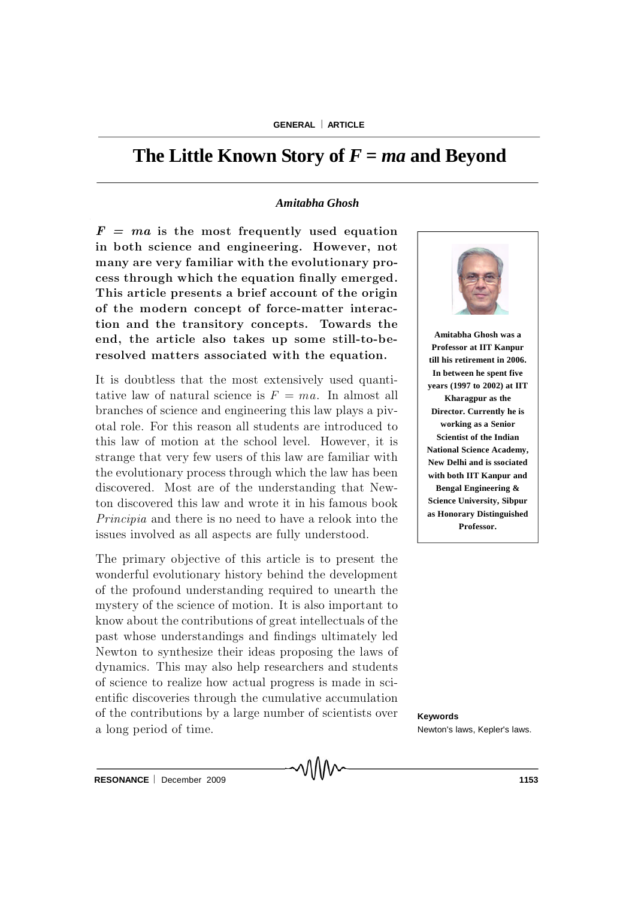# The Little Known Story of $F = ma$ and Beyond

*Amitabha Ghosh*

**$F = ma$ is the most frequently used equation in both science and engineering. However, not many are very familiar with the evolutionary process through which the equation finally emerged. This article presents a brief account of the origin of the modern concept of force-matter interaction and the transitory concepts. Towards the end, the article also takes up some still-to-be-resolved matters associated with the equation.**

**Amitabha Ghosh was a Professor at IIT Kanpur till his retirement in 2006. In between he spent five years (1997 to 2002) at IIT Kharagpur as the Director. Currently he is working as a Senior Scientist of the Indian National Science Academy, New Delhi and is ssociated with both IIT Kanpur and Bengal Engineering & Science University, Sibpur as Honorary Distinguished Professor.**

It is doubtless that the most extensively used quantitative law of natural science is $F = ma$. In almost all branches of science and engineering this law plays a pivotal role. For this reason all students are introduced to this law of motion at the school level. However, it is strange that very few users of this law are familiar with the evolutionary process through which the law has been discovered. Most are of the understanding that Newton discovered this law and wrote it in his famous book *Principia* and there is no need to have a relook into the issues involved as all aspects are fully understood.

The primary objective of this article is to present the wonderful evolutionary history behind the development of the profound understanding required to unearth the mystery of the science of motion. It is also important to know about the contributions of great intellectuals of the past whose understandings and findings ultimately led Newton to synthesize their ideas proposing the laws of dynamics. This may also help researchers and students of science to realize how actual progress is made in scientific discoveries through the cumulative accumulation of the contributions by a large number of scientists over a long period of time.

**Keywords**

Newton's laws, Kepler's laws.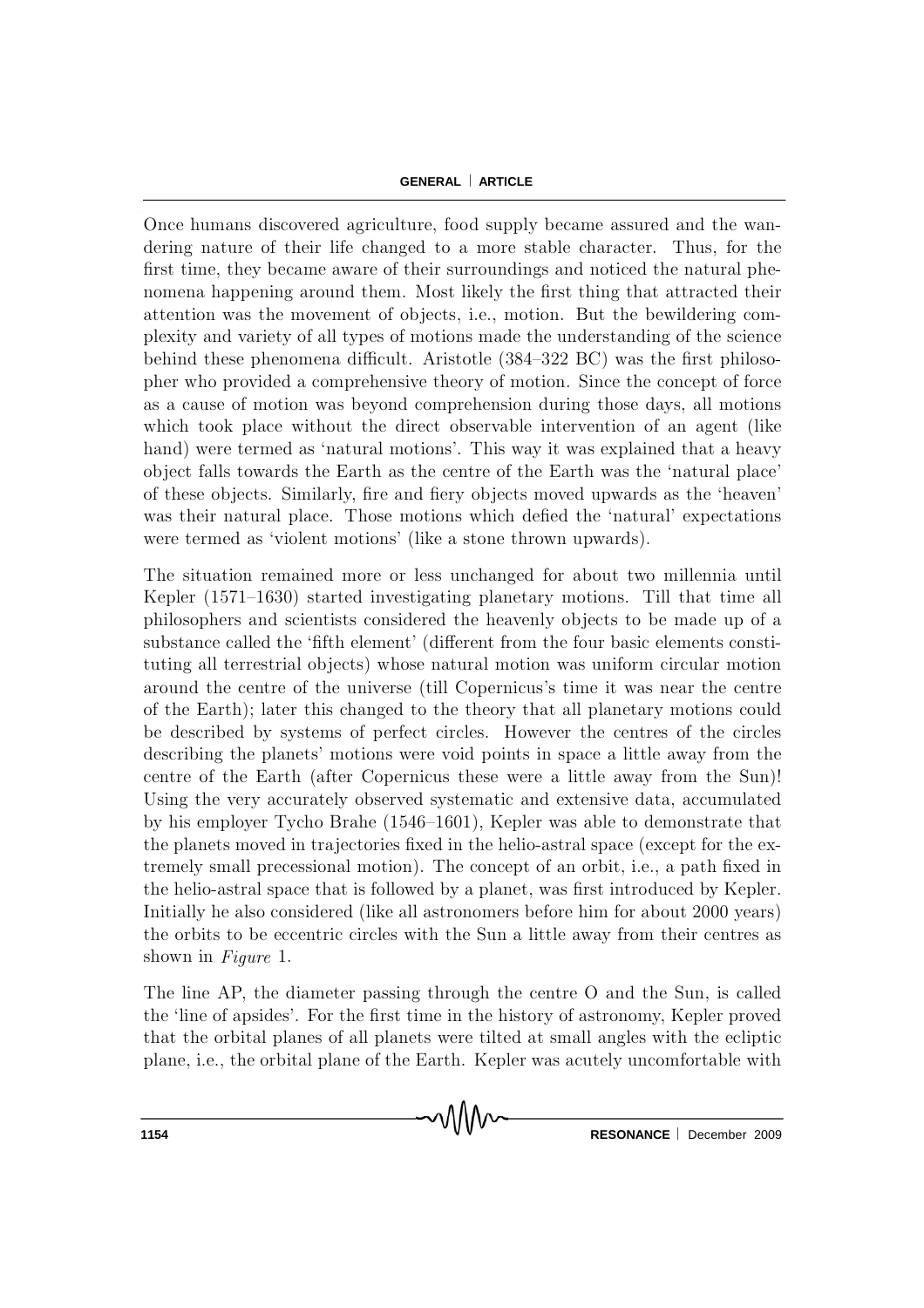Once humans discovered agriculture, food supply became assured and the wandering nature of their life changed to a more stable character. Thus, for the first time, they became aware of their surroundings and noticed the natural phenomena happening around them. Most likely the first thing that attracted their attention was the movement of objects, i.e., motion. But the bewildering complexity and variety of all types of motions made the understanding of the science behind these phenomena difficult. Aristotle (384–322 BC) was the first philosopher who provided a comprehensive theory of motion. Since the concept of force as a cause of motion was beyond comprehension during those days, all motions which took place without the direct observable intervention of an agent (like hand) were termed as 'natural motions'. This way it was explained that a heavy object falls towards the Earth as the centre of the Earth was the 'natural place' of these objects. Similarly, fire and fiery objects moved upwards as the 'heaven' was their natural place. Those motions which defied the 'natural' expectations were termed as 'violent motions' (like a stone thrown upwards).

The situation remained more or less unchanged for about two millennia until Kepler (1571–1630) started investigating planetary motions. Till that time all philosophers and scientists considered the heavenly objects to be made up of a substance called the 'fifth element' (different from the four basic elements constituting all terrestrial objects) whose natural motion was uniform circular motion around the centre of the universe (till Copernicus's time it was near the centre of the Earth); later this changed to the theory that all planetary motions could be described by systems of perfect circles. However the centres of the circles describing the planets' motions were void points in space a little away from the centre of the Earth (after Copernicus these were a little away from the Sun)! Using the very accurately observed systematic and extensive data, accumulated by his employer Tycho Brahe (1546–1601), Kepler was able to demonstrate that the planets moved in trajectories fixed in the helio-astral space (except for the extremely small precessional motion). The concept of an orbit, i.e., a path fixed in the helio-astral space that is followed by a planet, was first introduced by Kepler. Initially he also considered (like all astronomers before him for about 2000 years) the orbits to be eccentric circles with the Sun a little away from their centres as shown in *Figure* 1.

The line AP, the diameter passing through the centre O and the Sun, is called the 'line of apsides'. For the first time in the history of astronomy, Kepler proved that the orbital planes of all planets were tilted at small angles with the ecliptic plane, i.e., the orbital plane of the Earth. Kepler was acutely uncomfortable with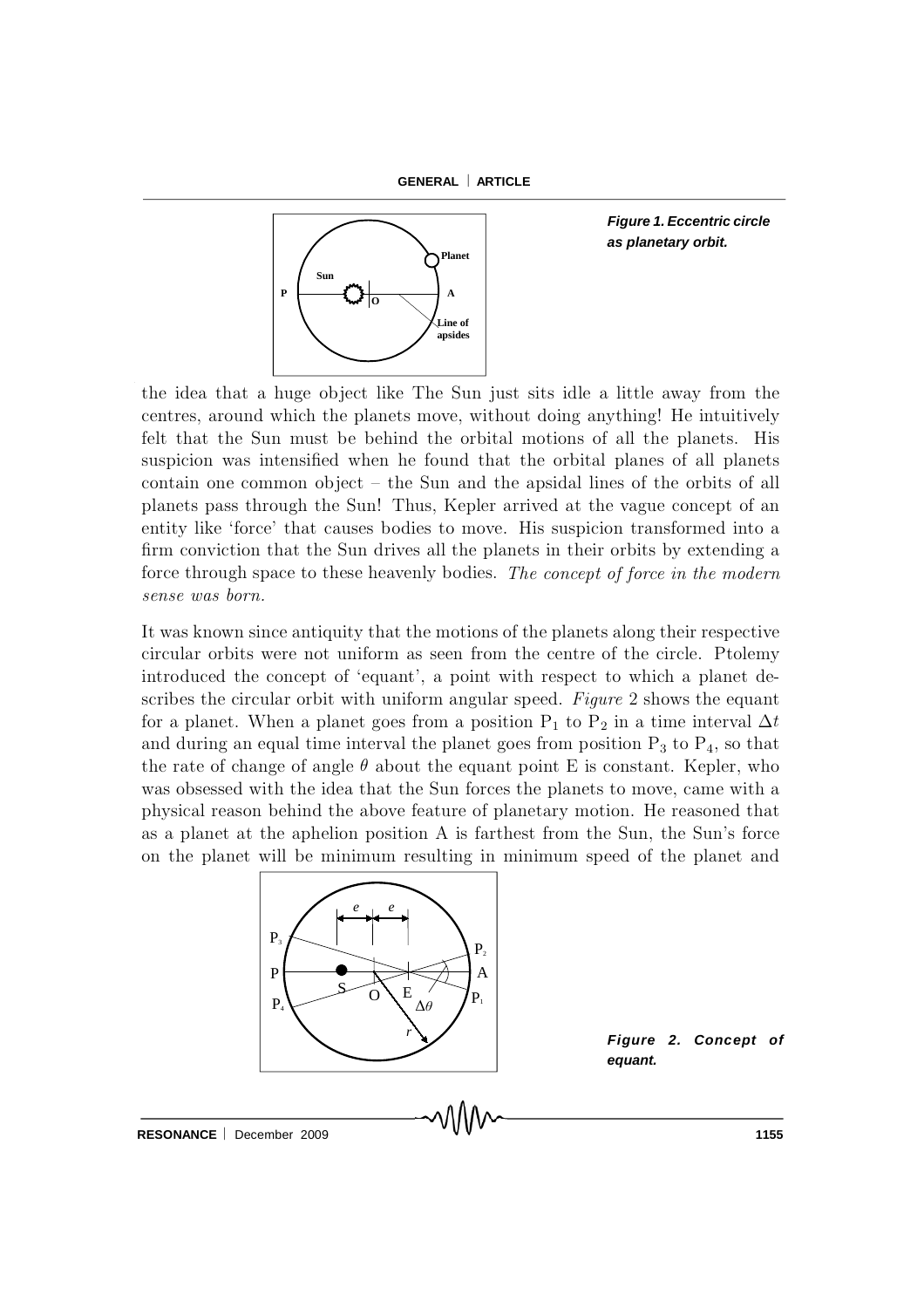**Figure 1. Eccentric circle as planetary orbit.**

the idea that a huge object like The Sun just sits idle a little away from the centres, around which the planets move, without doing anything! He intuitively felt that the Sun must be behind the orbital motions of all the planets. His suspicion was intensified when he found that the orbital planes of all planets contain one common object – the Sun and the apsidal lines of the orbits of all planets pass through the Sun! Thus, Kepler arrived at the vague concept of an entity like 'force' that causes bodies to move. His suspicion transformed into a firm conviction that the Sun drives all the planets in their orbits by extending a force through space to these heavenly bodies. *The concept of force in the modern sense was born.*

It was known since antiquity that the motions of the planets along their respective circular orbits were not uniform as seen from the centre of the circle. Ptolemy introduced the concept of 'equant', a point with respect to which a planet describes the circular orbit with uniform angular speed. *Figure* 2 shows the equant for a planet. When a planet goes from a position $P_1$ to $P_2$ in a time interval $\Delta t$ and during an equal time interval the planet goes from position $P_3$ to $P_4$, so that the rate of change of angle $\theta$ about the equant point E is constant. Kepler, who was obsessed with the idea that the Sun forces the planets to move, came with a physical reason behind the above feature of planetary motion. He reasoned that as a planet at the aphelion position A is farthest from the Sun, the Sun's force on the planet will be minimum resulting in minimum speed of the planet and

**Figure 2. Concept of equant.**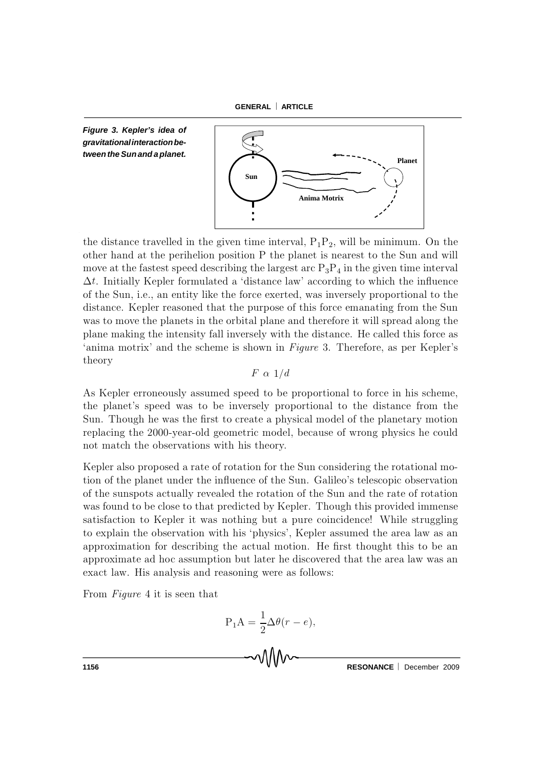*Figure 3. Kepler's idea of gravitational interaction between the Sun and a planet.*

the distance travelled in the given time interval, $P_1P_2$, will be minimum. On the other hand at the perihelion position P the planet is nearest to the Sun and will move at the fastest speed describing the largest arc $P_3P_4$ in the given time interval $\Delta t$. Initially Kepler formulated a 'distance law' according to which the influence of the Sun, i.e., an entity like the force exerted, was inversely proportional to the distance. Kepler reasoned that the purpose of this force emanating from the Sun was to move the planets in the orbital plane and therefore it will spread along the plane making the intensity fall inversely with the distance. He called this force as 'anima motrix' and the scheme is shown in *Figure* 3. Therefore, as per Kepler's theory

$$F \; \alpha \; 1/d$$

As Kepler erroneously assumed speed to be proportional to force in his scheme, the planet's speed was to be inversely proportional to the distance from the Sun. Though he was the first to create a physical model of the planetary motion replacing the 2000-year-old geometric model, because of wrong physics he could not match the observations with his theory.

Kepler also proposed a rate of rotation for the Sun considering the rotational motion of the planet under the influence of the Sun. Galileo's telescopic observation of the sunspots actually revealed the rotation of the Sun and the rate of rotation was found to be close to that predicted by Kepler. Though this provided immense satisfaction to Kepler it was nothing but a pure coincidence! While struggling to explain the observation with his 'physics', Kepler assumed the area law as an approximation for describing the actual motion. He first thought this to be an approximate ad hoc assumption but later he discovered that the area law was an exact law. His analysis and reasoning were as follows:

From *Figure* 4 it is seen that

$$\mathrm{P_1A} = \frac{1}{2}\Delta\theta(r - e),$$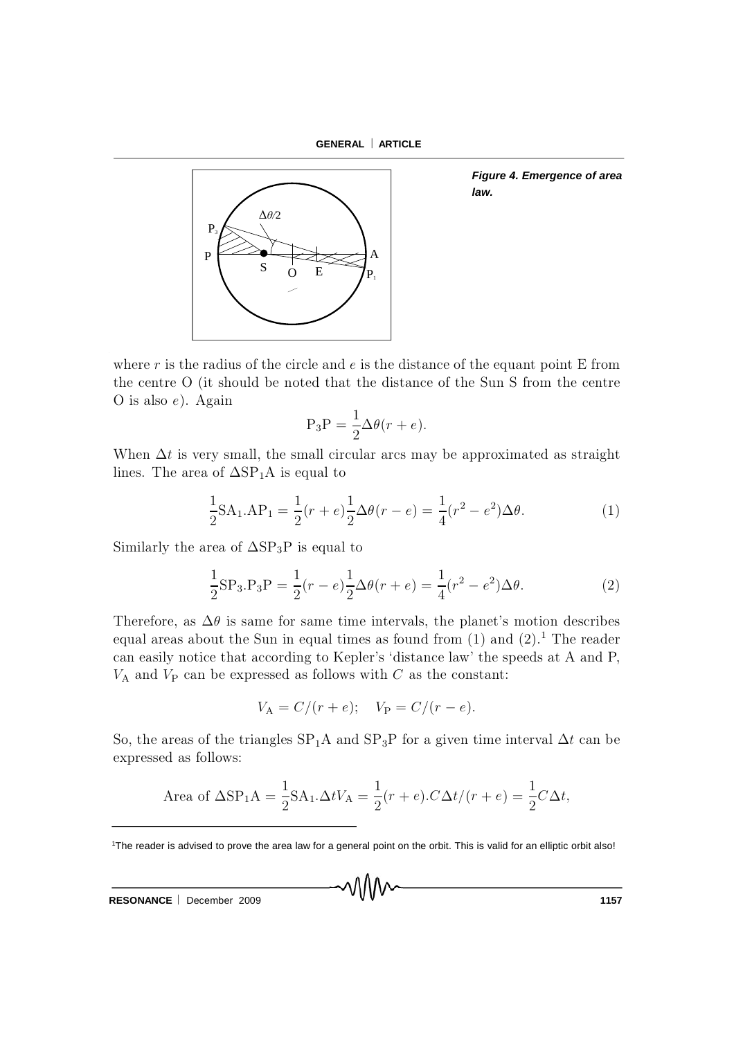*Figure 4. Emergence of area law.*

where $r$ is the radius of the circle and $e$ is the distance of the equant point E from the centre O (it should be noted that the distance of the Sun S from the centre O is also $e$). Again

$$\mathrm{P_3P} = \frac{1}{2}\Delta\theta(r+e).$$

When $\Delta t$ is very small, the small circular arcs may be approximated as straight lines. The area of $\Delta \mathrm{SP_1A}$ is equal to

$$\frac{1}{2}\mathrm{SA_1.AP_1} = \frac{1}{2}(r+e)\frac{1}{2}\Delta\theta(r-e) = \frac{1}{4}(r^2-e^2)\Delta\theta. \tag{1}$$

Similarly the area of $\Delta \mathrm{SP_3P}$ is equal to

$$\frac{1}{2}\mathrm{SP_3.P_3P} = \frac{1}{2}(r-e)\frac{1}{2}\Delta\theta(r+e) = \frac{1}{4}(r^2-e^2)\Delta\theta. \tag{2}$$

Therefore, as $\Delta\theta$ is same for same time intervals, the planet's motion describes equal areas about the Sun in equal times as found from (1) and (2).[1] The reader can easily notice that according to Kepler's 'distance law' the speeds at A and P, $V_\mathrm{A}$ and $V_\mathrm{P}$ can be expressed as follows with $C$ as the constant:

$$V_\mathrm{A} = C/(r+e); \quad V_\mathrm{P} = C/(r-e).$$

So, the areas of the triangles $\mathrm{SP_1A}$ and $\mathrm{SP_3P}$ for a given time interval $\Delta t$ can be expressed as follows:

$$\text{Area of } \Delta\mathrm{SP_1A} = \frac{1}{2}\mathrm{SA_1}.\Delta t V_\mathrm{A} = \frac{1}{2}(r+e).C\Delta t/(r+e) = \frac{1}{2}C\Delta t,$$

[1] The reader is advised to prove the area law for a general point on the orbit. This is valid for an elliptic orbit also!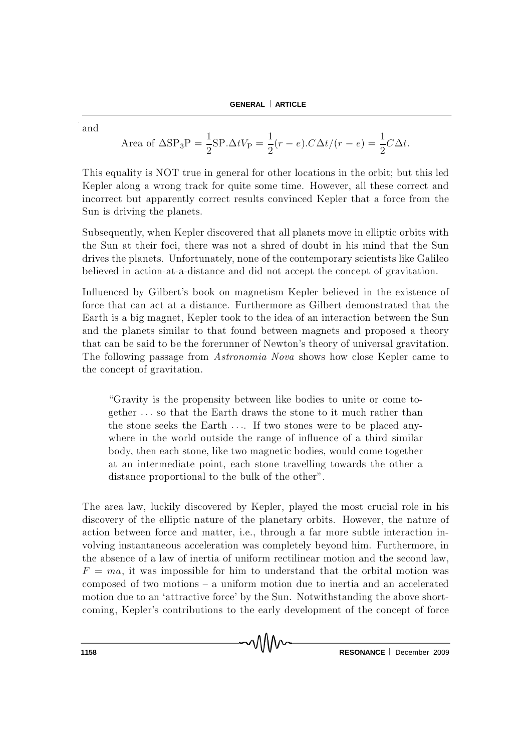and

$$\text{Area of } \Delta \text{SP}_3\text{P} = \frac{1}{2}\text{SP}.\Delta t V_\text{P} = \frac{1}{2}(r-e).C\Delta t/(r-e) = \frac{1}{2}C\Delta t.$$

This equality is NOT true in general for other locations in the orbit; but this led Kepler along a wrong track for quite some time. However, all these correct and incorrect but apparently correct results convinced Kepler that a force from the Sun is driving the planets.

Subsequently, when Kepler discovered that all planets move in elliptic orbits with the Sun at their foci, there was not a shred of doubt in his mind that the Sun drives the planets. Unfortunately, none of the contemporary scientists like Galileo believed in action-at-a-distance and did not accept the concept of gravitation.

Influenced by Gilbert's book on magnetism Kepler believed in the existence of force that can act at a distance. Furthermore as Gilbert demonstrated that the Earth is a big magnet, Kepler took to the idea of an interaction between the Sun and the planets similar to that found between magnets and proposed a theory that can be said to be the forerunner of Newton's theory of universal gravitation. The following passage from *Astronomia Nova* shows how close Kepler came to the concept of gravitation.

> "Gravity is the propensity between like bodies to unite or come together . . . so that the Earth draws the stone to it much rather than the stone seeks the Earth . . .. If two stones were to be placed anywhere in the world outside the range of influence of a third similar body, then each stone, like two magnetic bodies, would come together at an intermediate point, each stone travelling towards the other a distance proportional to the bulk of the other".

The area law, luckily discovered by Kepler, played the most crucial role in his discovery of the elliptic nature of the planetary orbits. However, the nature of action between force and matter, i.e., through a far more subtle interaction involving instantaneous acceleration was completely beyond him. Furthermore, in the absence of a law of inertia of uniform rectilinear motion and the second law, $F = ma$, it was impossible for him to understand that the orbital motion was composed of two motions – a uniform motion due to inertia and an accelerated motion due to an 'attractive force' by the Sun. Notwithstanding the above shortcoming, Kepler's contributions to the early development of the concept of force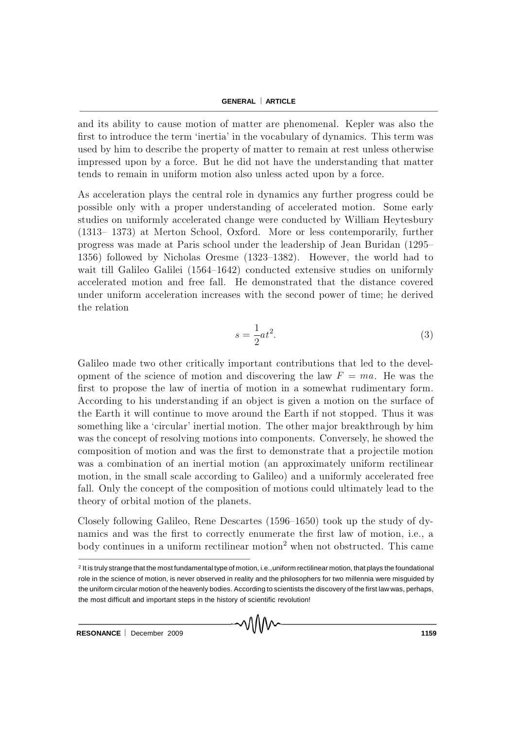and its ability to cause motion of matter are phenomenal. Kepler was also the first to introduce the term 'inertia' in the vocabulary of dynamics. This term was used by him to describe the property of matter to remain at rest unless otherwise impressed upon by a force. But he did not have the understanding that matter tends to remain in uniform motion also unless acted upon by a force.

As acceleration plays the central role in dynamics any further progress could be possible only with a proper understanding of accelerated motion. Some early studies on uniformly accelerated change were conducted by William Heytesbury (1313– 1373) at Merton School, Oxford. More or less contemporarily, further progress was made at Paris school under the leadership of Jean Buridan (1295–1356) followed by Nicholas Oresme (1323–1382). However, the world had to wait till Galileo Galilei (1564–1642) conducted extensive studies on uniformly accelerated motion and free fall. He demonstrated that the distance covered under uniform acceleration increases with the second power of time; he derived the relation

$$s = \frac{1}{2}at^2. \tag{3}$$

Galileo made two other critically important contributions that led to the development of the science of motion and discovering the law $F = ma$. He was the first to propose the law of inertia of motion in a somewhat rudimentary form. According to his understanding if an object is given a motion on the surface of the Earth it will continue to move around the Earth if not stopped. Thus it was something like a 'circular' inertial motion. The other major breakthrough by him was the concept of resolving motions into components. Conversely, he showed the composition of motion and was the first to demonstrate that a projectile motion was a combination of an inertial motion (an approximately uniform rectilinear motion, in the small scale according to Galileo) and a uniformly accelerated free fall. Only the concept of the composition of motions could ultimately lead to the theory of orbital motion of the planets.

Closely following Galileo, Rene Descartes (1596–1650) took up the study of dynamics and was the first to correctly enumerate the first law of motion, i.e., a body continues in a uniform rectilinear motion[2] when not obstructed. This came

[2] It is truly strange that the most fundamental type of motion, i.e., uniform rectilinear motion, that plays the foundational role in the science of motion, is never observed in reality and the philosophers for two millennia were misguided by the uniform circular motion of the heavenly bodies. According to scientists the discovery of the first law was, perhaps, the most difficult and important steps in the history of scientific revolution!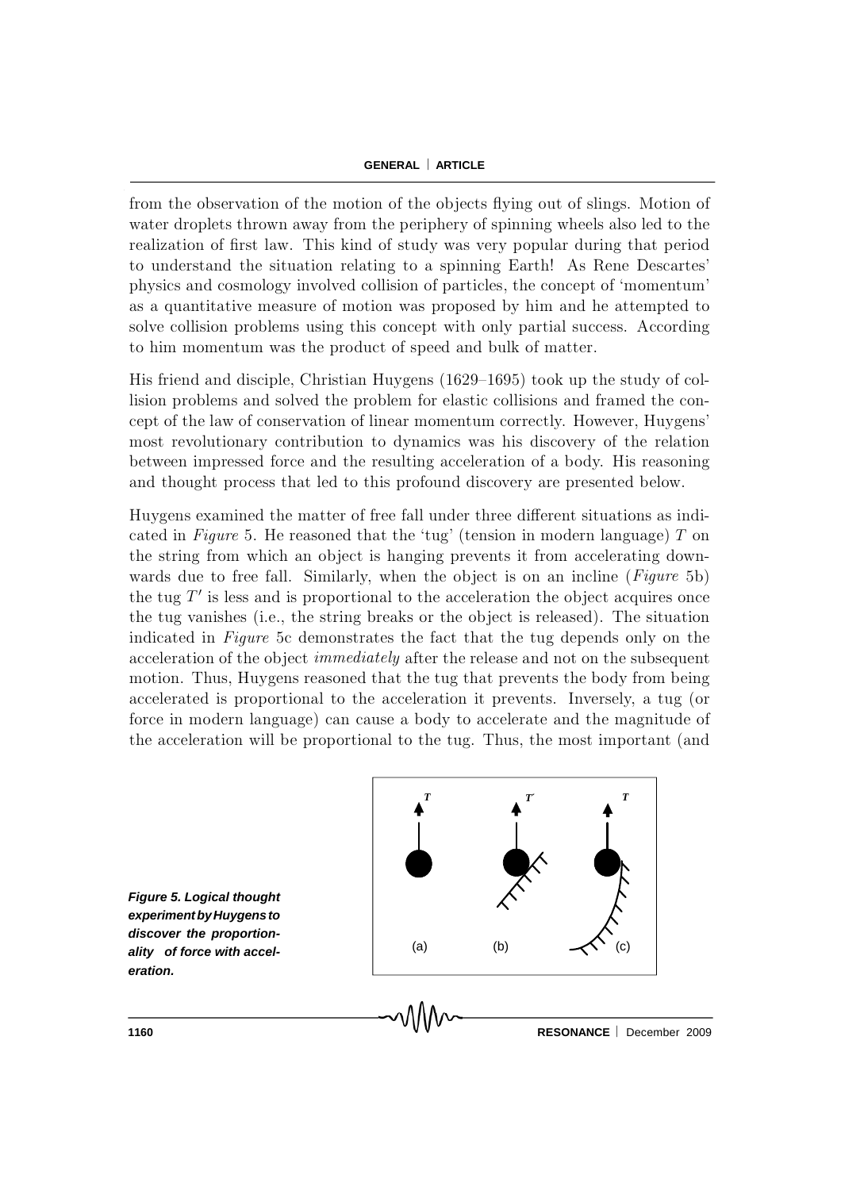from the observation of the motion of the objects flying out of slings. Motion of water droplets thrown away from the periphery of spinning wheels also led to the realization of first law. This kind of study was very popular during that period to understand the situation relating to a spinning Earth! As Rene Descartes' physics and cosmology involved collision of particles, the concept of 'momentum' as a quantitative measure of motion was proposed by him and he attempted to solve collision problems using this concept with only partial success. According to him momentum was the product of speed and bulk of matter.

His friend and disciple, Christian Huygens (1629–1695) took up the study of collision problems and solved the problem for elastic collisions and framed the concept of the law of conservation of linear momentum correctly. However, Huygens' most revolutionary contribution to dynamics was his discovery of the relation between impressed force and the resulting acceleration of a body. His reasoning and thought process that led to this profound discovery are presented below.

Huygens examined the matter of free fall under three different situations as indicated in *Figure* 5. He reasoned that the 'tug' (tension in modern language) $T$ on the string from which an object is hanging prevents it from accelerating downwards due to free fall. Similarly, when the object is on an incline (*Figure* 5b) the tug $T'$ is less and is proportional to the acceleration the object acquires once the tug vanishes (i.e., the string breaks or the object is released). The situation indicated in *Figure* 5c demonstrates the fact that the tug depends only on the acceleration of the object *immediately* after the release and not on the subsequent motion. Thus, Huygens reasoned that the tug that prevents the body from being accelerated is proportional to the acceleration it prevents. Inversely, a tug (or force in modern language) can cause a body to accelerate and the magnitude of the acceleration will be proportional to the tug. Thus, the most important (and

**Figure 5. Logical thought experiment by Huygens to discover the proportionality of force with acceleration.**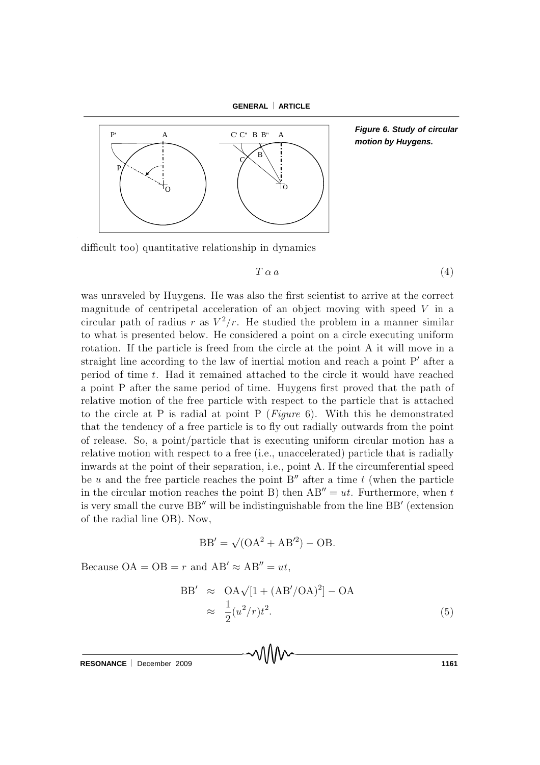*Figure 6. Study of circular motion by Huygens.*

difficult too) quantitative relationship in dynamics

$$T \,\alpha\, a \tag{4}$$

was unraveled by Huygens. He was also the first scientist to arrive at the correct magnitude of centripetal acceleration of an object moving with speed $V$ in a circular path of radius $r$ as $V^2/r$. He studied the problem in a manner similar to what is presented below. He considered a point on a circle executing uniform rotation. If the particle is freed from the circle at the point A it will move in a straight line according to the law of inertial motion and reach a point P′ after a period of time $t$. Had it remained attached to the circle it would have reached a point P after the same period of time. Huygens first proved that the path of relative motion of the free particle with respect to the particle that is attached to the circle at P is radial at point P (*Figure* 6). With this he demonstrated that the tendency of a free particle is to fly out radially outwards from the point of release. So, a point/particle that is executing uniform circular motion has a relative motion with respect to a free (i.e., unaccelerated) particle that is radially inwards at the point of their separation, i.e., point A. If the circumferential speed be $u$ and the free particle reaches the point B″ after a time $t$ (when the particle in the circular motion reaches the point B) then $\mathrm{AB}'' = ut$. Furthermore, when $t$ is very small the curve BB″ will be indistinguishable from the line BB′ (extension of the radial line OB). Now,

$$\mathrm{BB}' = \sqrt{(\mathrm{OA}^2 + \mathrm{AB}'^2)} - \mathrm{OB}.$$

Because $\mathrm{OA} = \mathrm{OB} = r$ and $\mathrm{AB}' \approx \mathrm{AB}'' = ut$,

$$\begin{aligned} \mathrm{BB}' &\approx \mathrm{OA}\sqrt{[1 + (\mathrm{AB}'/\mathrm{OA})^2]} - \mathrm{OA} \\ &\approx \frac{1}{2}(u^2/r)t^2. \end{aligned} \tag{5}$$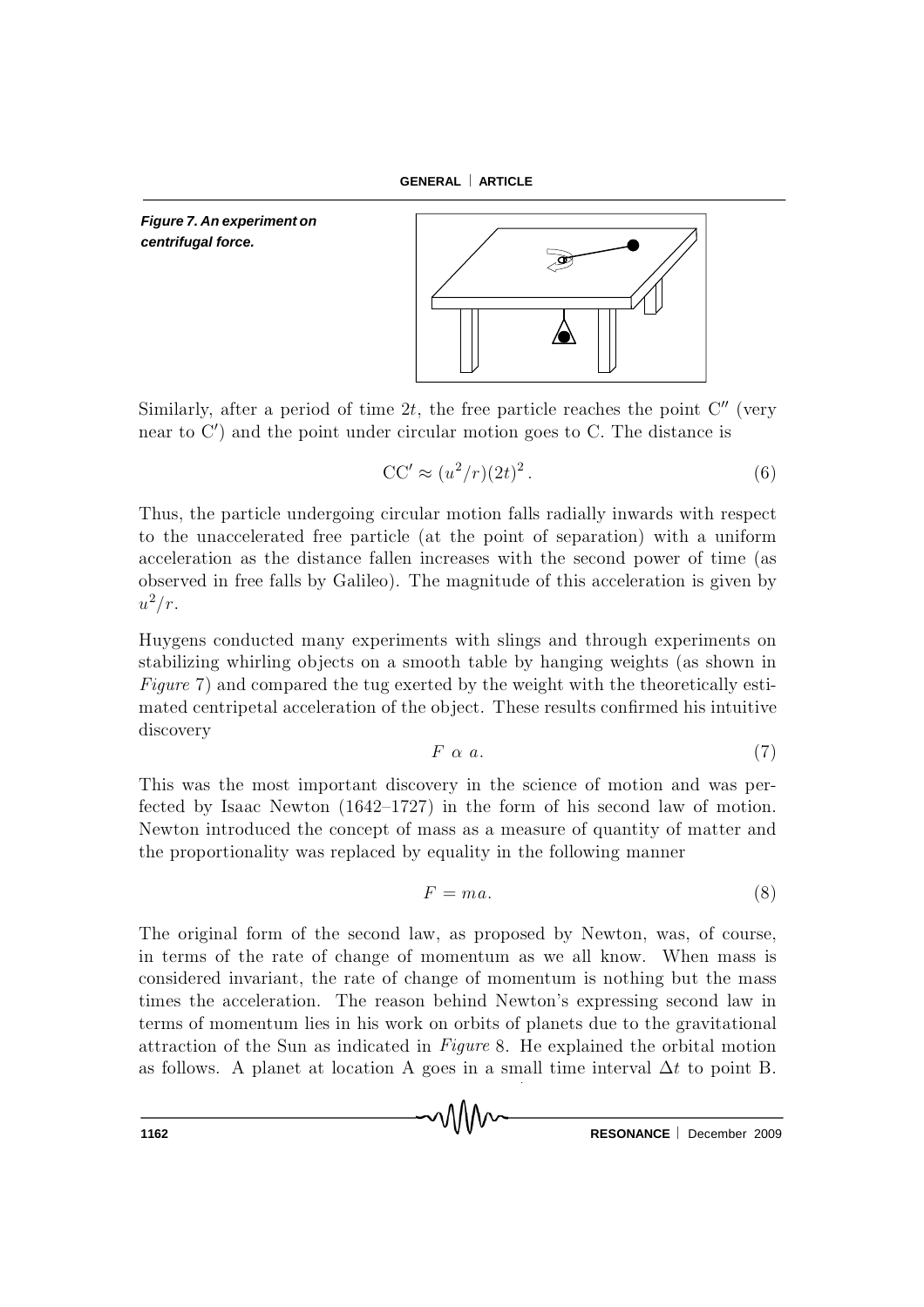*Figure 7. An experiment on centrifugal force.*

Similarly, after a period of time $2t$, the free particle reaches the point C$''$ (very near to C$'$) and the point under circular motion goes to C. The distance is

$$\mathrm{CC}' \approx (u^2/r)(2t)^2 . \tag{6}$$

Thus, the particle undergoing circular motion falls radially inwards with respect to the unaccelerated free particle (at the point of separation) with a uniform acceleration as the distance fallen increases with the second power of time (as observed in free falls by Galileo). The magnitude of this acceleration is given by $u^2/r$.

Huygens conducted many experiments with slings and through experiments on stabilizing whirling objects on a smooth table by hanging weights (as shown in *Figure* 7) and compared the tug exerted by the weight with the theoretically estimated centripetal acceleration of the object. These results confirmed his intuitive discovery

$$F \ \alpha \ a. \tag{7}$$

This was the most important discovery in the science of motion and was perfected by Isaac Newton (1642–1727) in the form of his second law of motion. Newton introduced the concept of mass as a measure of quantity of matter and the proportionality was replaced by equality in the following manner

$$F = ma. \tag{8}$$

The original form of the second law, as proposed by Newton, was, of course, in terms of the rate of change of momentum as we all know. When mass is considered invariant, the rate of change of momentum is nothing but the mass times the acceleration. The reason behind Newton's expressing second law in terms of momentum lies in his work on orbits of planets due to the gravitational attraction of the Sun as indicated in *Figure* 8. He explained the orbital motion as follows. A planet at location A goes in a small time interval $\Delta t$ to point B.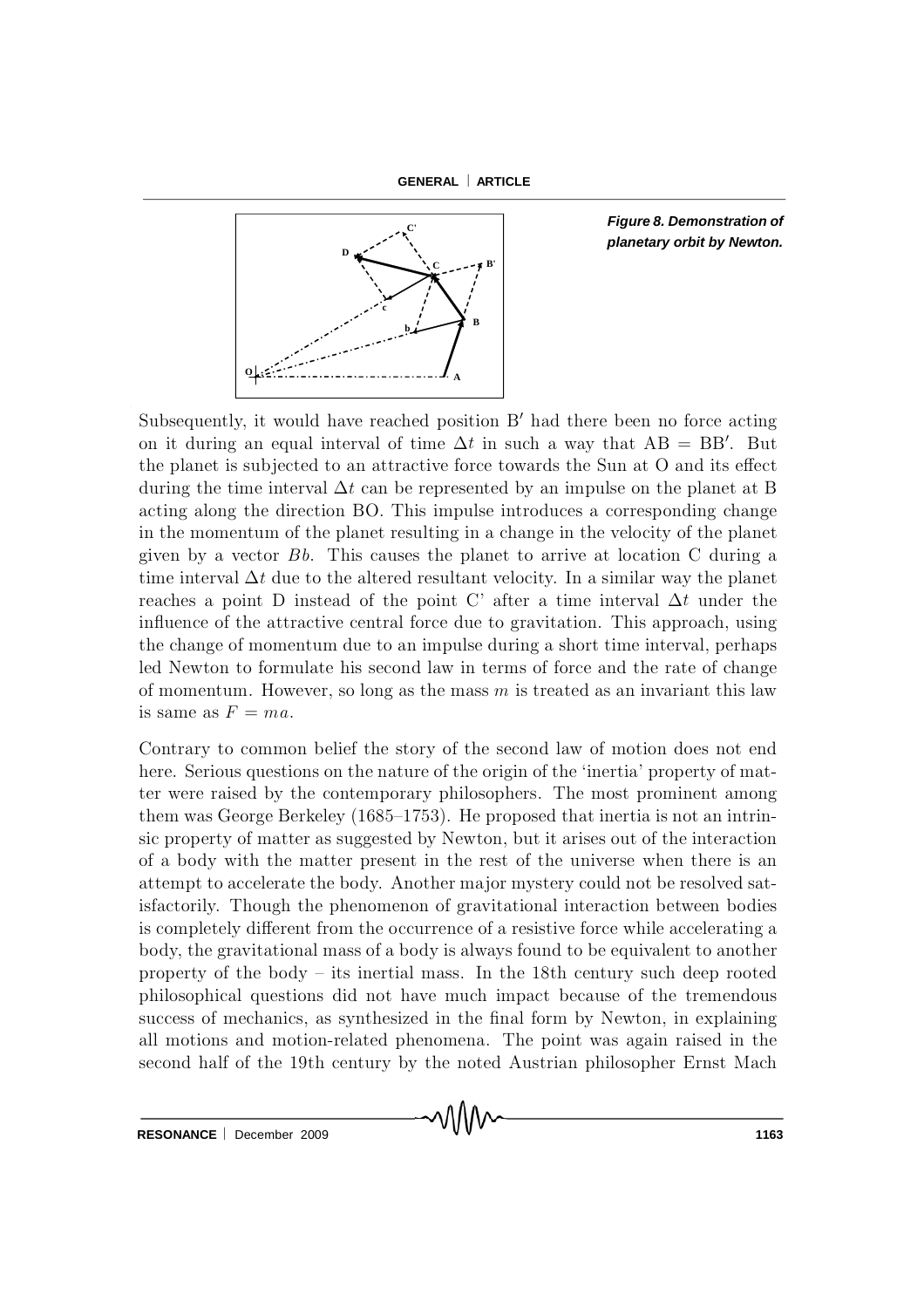Figure 8. Demonstration of planetary orbit by Newton.

Subsequently, it would have reached position B′ had there been no force acting on it during an equal interval of time $\Delta t$ in such a way that AB = BB′. But the planet is subjected to an attractive force towards the Sun at O and its effect during the time interval $\Delta t$ can be represented by an impulse on the planet at B acting along the direction BO. This impulse introduces a corresponding change in the momentum of the planet resulting in a change in the velocity of the planet given by a vector $Bb$. This causes the planet to arrive at location C during a time interval $\Delta t$ due to the altered resultant velocity. In a similar way the planet reaches a point D instead of the point C' after a time interval $\Delta t$ under the influence of the attractive central force due to gravitation. This approach, using the change of momentum due to an impulse during a short time interval, perhaps led Newton to formulate his second law in terms of force and the rate of change of momentum. However, so long as the mass $m$ is treated as an invariant this law is same as $F = ma$.

Contrary to common belief the story of the second law of motion does not end here. Serious questions on the nature of the origin of the 'inertia' property of matter were raised by the contemporary philosophers. The most prominent among them was George Berkeley (1685–1753). He proposed that inertia is not an intrinsic property of matter as suggested by Newton, but it arises out of the interaction of a body with the matter present in the rest of the universe when there is an attempt to accelerate the body. Another major mystery could not be resolved satisfactorily. Though the phenomenon of gravitational interaction between bodies is completely different from the occurrence of a resistive force while accelerating a body, the gravitational mass of a body is always found to be equivalent to another property of the body – its inertial mass. In the 18th century such deep rooted philosophical questions did not have much impact because of the tremendous success of mechanics, as synthesized in the final form by Newton, in explaining all motions and motion-related phenomena. The point was again raised in the second half of the 19th century by the noted Austrian philosopher Ernst Mach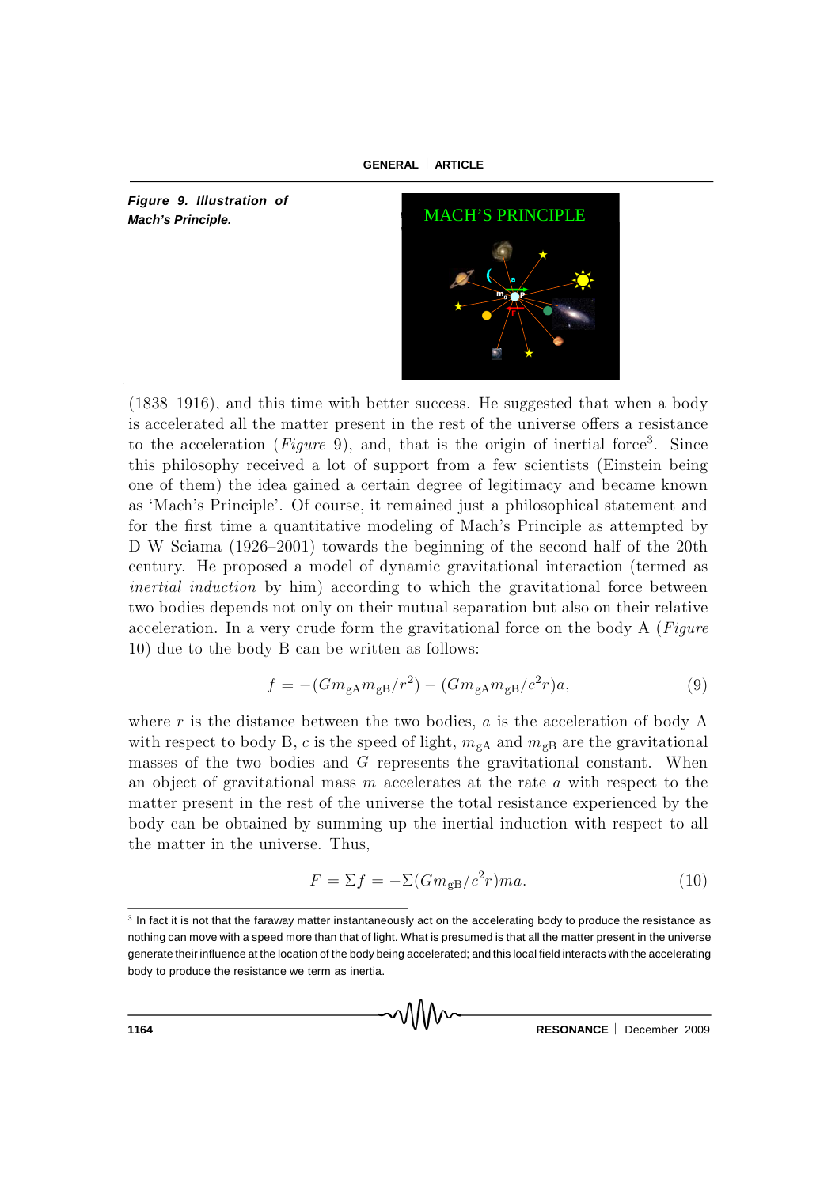*Figure 9. Illustration of Mach's Principle.*

(1838–1916), and this time with better success. He suggested that when a body is accelerated all the matter present in the rest of the universe offers a resistance to the acceleration (*Figure* 9), and, that is the origin of inertial force[3]. Since this philosophy received a lot of support from a few scientists (Einstein being one of them) the idea gained a certain degree of legitimacy and became known as 'Mach's Principle'. Of course, it remained just a philosophical statement and for the first time a quantitative modeling of Mach's Principle as attempted by D W Sciama (1926–2001) towards the beginning of the second half of the 20th century. He proposed a model of dynamic gravitational interaction (termed as *inertial induction* by him) according to which the gravitational force between two bodies depends not only on their mutual separation but also on their relative acceleration. In a very crude form the gravitational force on the body A (*Figure* 10) due to the body B can be written as follows:

$$f = -(Gm_{\text{gA}}m_{\text{gB}}/r^2) - (Gm_{\text{gA}}m_{\text{gB}}/c^2r)a, \tag{9}$$

where $r$ is the distance between the two bodies, $a$ is the acceleration of body A with respect to body B, $c$ is the speed of light, $m_{\text{gA}}$ and $m_{\text{gB}}$ are the gravitational masses of the two bodies and $G$ represents the gravitational constant. When an object of gravitational mass $m$ accelerates at the rate $a$ with respect to the matter present in the rest of the universe the total resistance experienced by the body can be obtained by summing up the inertial induction with respect to all the matter in the universe. Thus,

$$F = \Sigma f = -\Sigma(Gm_{\text{gB}}/c^2r)ma. \tag{10}$$

[3] In fact it is not that the faraway matter instantaneously act on the accelerating body to produce the resistance as nothing can move with a speed more than that of light. What is presumed is that all the matter present in the universe generate their influence at the location of the body being accelerated; and this local field interacts with the accelerating body to produce the resistance we term as inertia.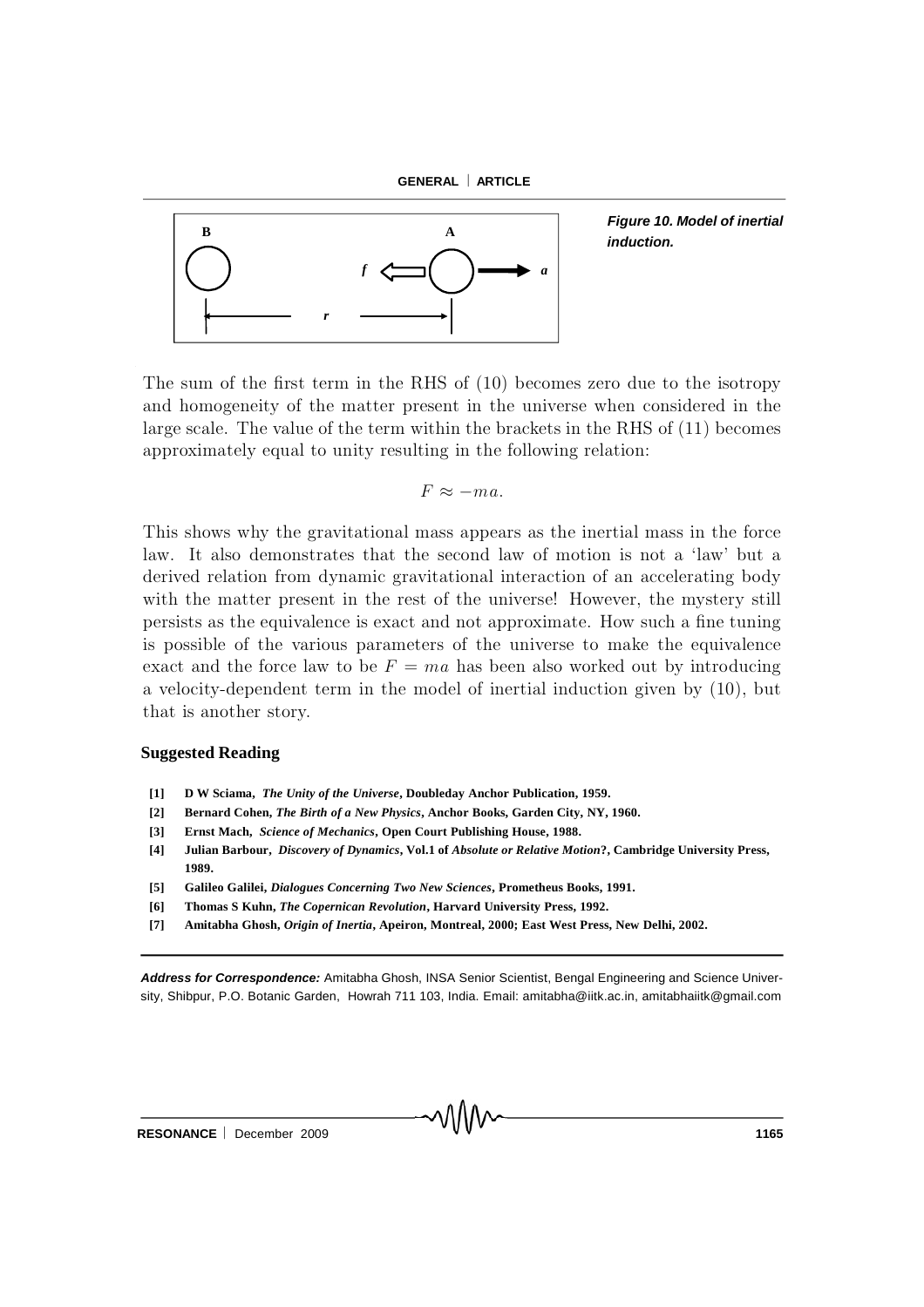B

A

$f$

$a$

$r$

*Figure 10. Model of inertial induction.*

The sum of the first term in the RHS of (10) becomes zero due to the isotropy and homogeneity of the matter present in the universe when considered in the large scale. The value of the term within the brackets in the RHS of (11) becomes approximately equal to unity resulting in the following relation:

$$F \approx -ma.$$

This shows why the gravitational mass appears as the inertial mass in the force law. It also demonstrates that the second law of motion is not a 'law' but a derived relation from dynamic gravitational interaction of an accelerating body with the matter present in the rest of the universe! However, the mystery still persists as the equivalence is exact and not approximate. How such a fine tuning is possible of the various parameters of the universe to make the equivalence exact and the force law to be $F = ma$ has been also worked out by introducing a velocity-dependent term in the model of inertial induction given by (10), but that is another story.

## Suggested Reading

[1] D W Sciama, *The Unity of the Universe*, Doubleday Anchor Publication, 1959.

[2] Bernard Cohen, *The Birth of a New Physics*, Anchor Books, Garden City, NY, 1960.

[3] Ernst Mach, *Science of Mechanics*, Open Court Publishing House, 1988.

[4] Julian Barbour, *Discovery of Dynamics*, Vol.1 of *Absolute or Relative Motion*?, Cambridge University Press, 1989.

[5] Galileo Galilei, *Dialogues Concerning Two New Sciences*, Prometheus Books, 1991.

[6] Thomas S Kuhn, *The Copernican Revolution*, Harvard University Press, 1992.

[7] Amitabha Ghosh, *Origin of Inertia*, Apeiron, Montreal, 2000; East West Press, New Delhi, 2002.

***Address for Correspondence:*** Amitabha Ghosh, INSA Senior Scientist, Bengal Engineering and Science University, Shibpur, P.O. Botanic Garden, Howrah 711 103, India. Email: amitabha@iitk.ac.in, amitabhaiitk@gmail.com